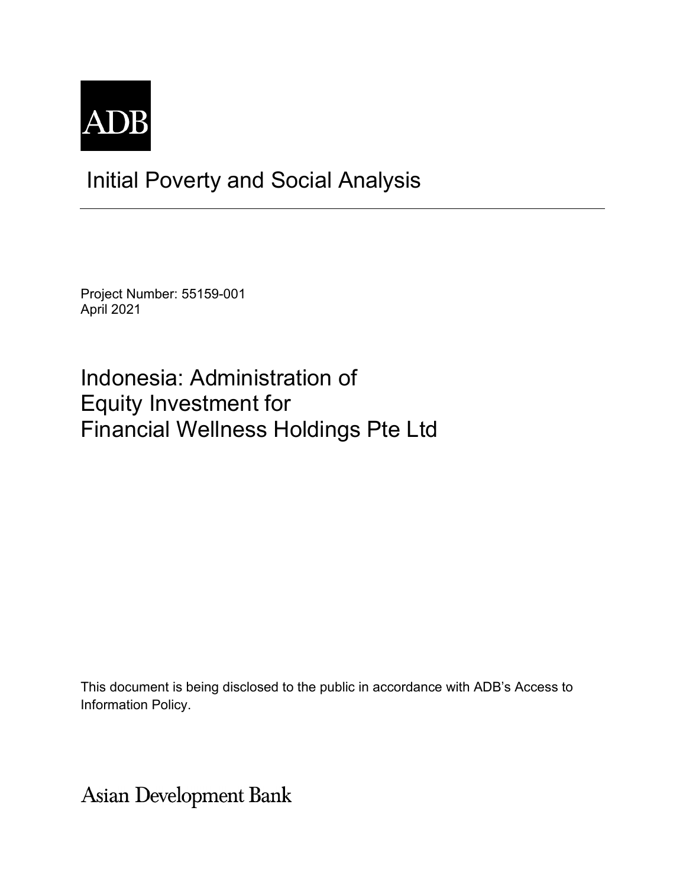ADB

# Initial Poverty and Social Analysis

Project Number: 55159-001
April 2021

## Indonesia: Administration of Equity Investment for Financial Wellness Holdings Pte Ltd

This document is being disclosed to the public in accordance with ADB's Access to Information Policy.

Asian Development Bank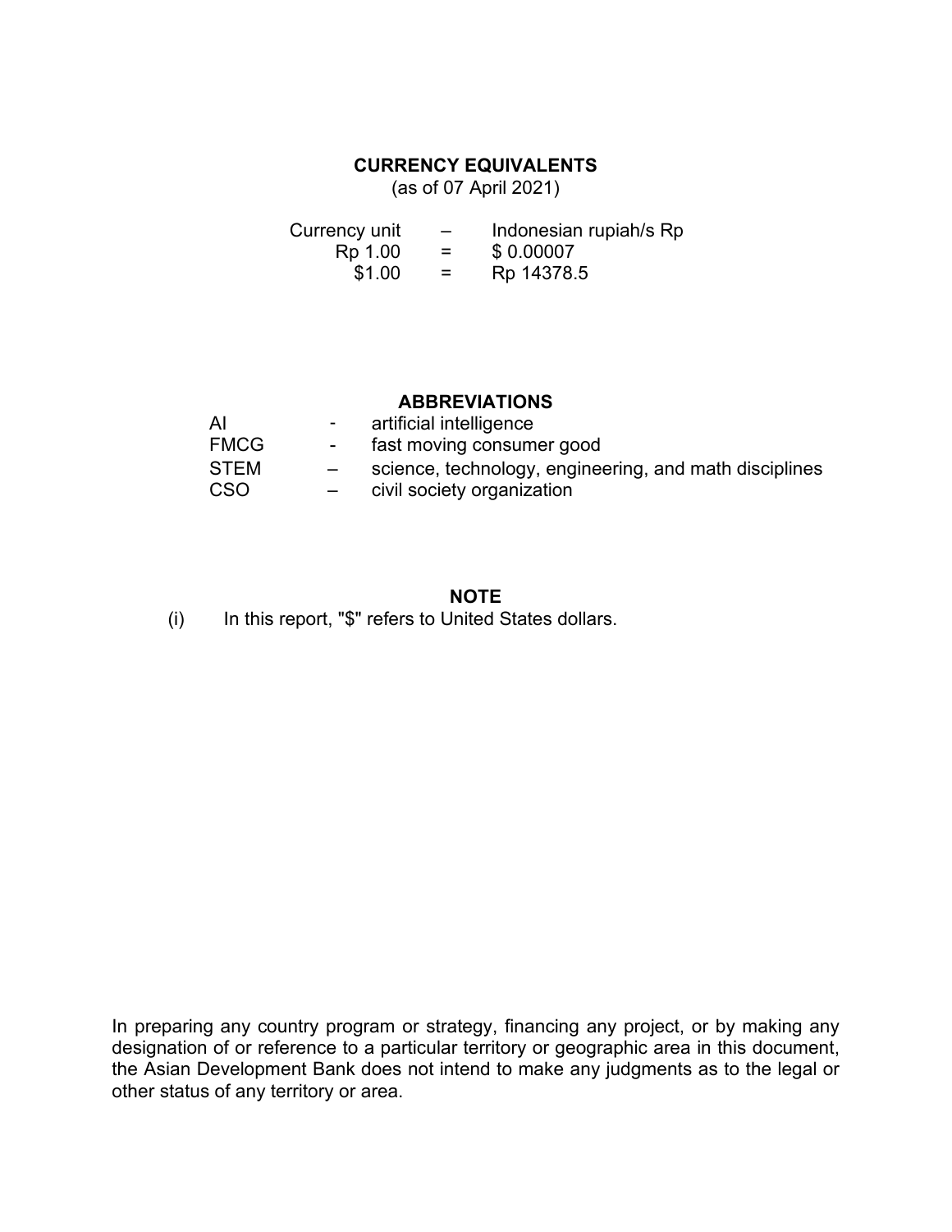## CURRENCY EQUIVALENTS

(as of 07 April 2021)

| | | |
|---|---|---|
| Currency unit | – | Indonesian rupiah/s Rp |
| Rp 1.00 | = | $ 0.00007 |
| $1.00 | = | Rp 14378.5 |

## ABBREVIATIONS

| | | |
|---|---|---|
| AI | - | artificial intelligence |
| FMCG | - | fast moving consumer good |
| STEM | – | science, technology, engineering, and math disciplines |
| CSO | – | civil society organization |

## NOTE

(i) In this report, "$" refers to United States dollars.

In preparing any country program or strategy, financing any project, or by making any designation of or reference to a particular territory or geographic area in this document, the Asian Development Bank does not intend to make any judgments as to the legal or other status of any territory or area.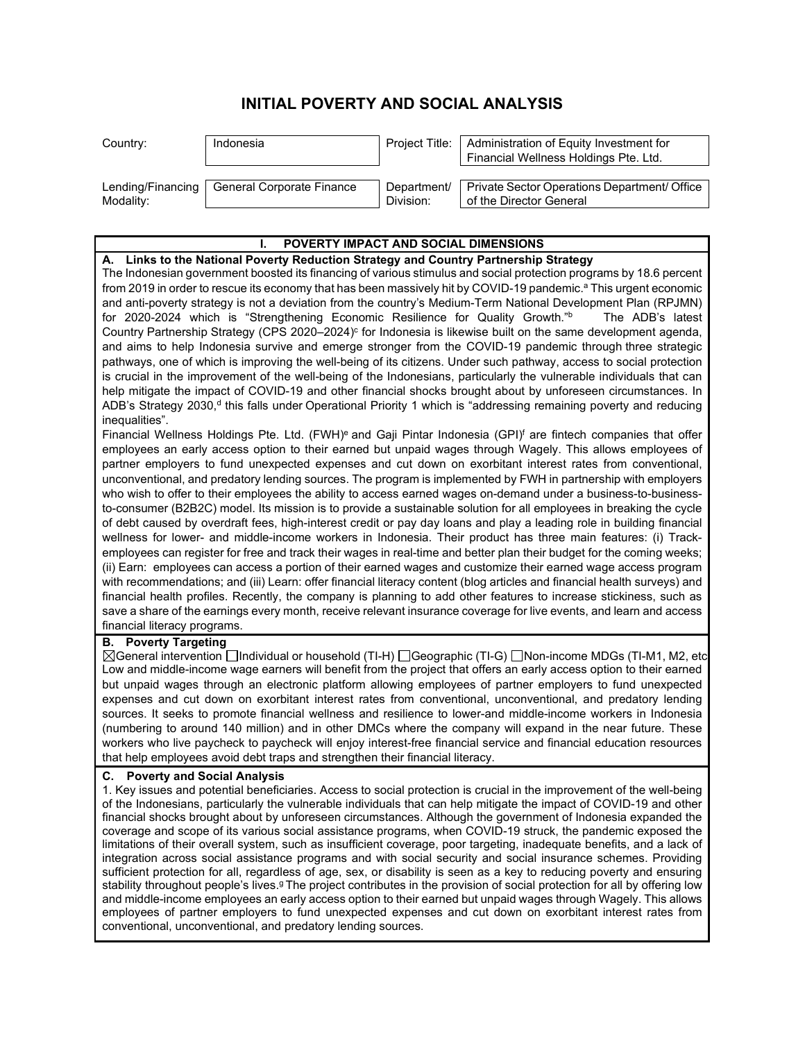# INITIAL POVERTY AND SOCIAL ANALYSIS

| Country: | Indonesia | Project Title: | Administration of Equity Investment for Financial Wellness Holdings Pte. Ltd. |
|---|---|---|---|
| Lending/Financing Modality: | General Corporate Finance | Department/ Division: | Private Sector Operations Department/ Office of the Director General |

## I. POVERTY IMPACT AND SOCIAL DIMENSIONS

### A. Links to the National Poverty Reduction Strategy and Country Partnership Strategy

The Indonesian government boosted its financing of various stimulus and social protection programs by 18.6 percent from 2019 in order to rescue its economy that has been massively hit by COVID-19 pandemic.[a] This urgent economic and anti-poverty strategy is not a deviation from the country's Medium-Term National Development Plan (RPJMN) for 2020-2024 which is "Strengthening Economic Resilience for Quality Growth."[b] The ADB's latest Country Partnership Strategy (CPS 2020–2024)[c] for Indonesia is likewise built on the same development agenda, and aims to help Indonesia survive and emerge stronger from the COVID-19 pandemic through three strategic pathways, one of which is improving the well-being of its citizens. Under such pathway, access to social protection is crucial in the improvement of the well-being of the Indonesians, particularly the vulnerable individuals that can help mitigate the impact of COVID-19 and other financial shocks brought about by unforeseen circumstances. In ADB's Strategy 2030,[d] this falls under Operational Priority 1 which is "addressing remaining poverty and reducing inequalities".

Financial Wellness Holdings Pte. Ltd. (FWH)[e] and Gaji Pintar Indonesia (GPI)[f] are fintech companies that offer employees an early access option to their earned but unpaid wages through Wagely. This allows employees of partner employers to fund unexpected expenses and cut down on exorbitant interest rates from conventional, unconventional, and predatory lending sources. The program is implemented by FWH in partnership with employers who wish to offer to their employees the ability to access earned wages on-demand under a business-to-business-to-consumer (B2B2C) model. Its mission is to provide a sustainable solution for all employees in breaking the cycle of debt caused by overdraft fees, high-interest credit or pay day loans and play a leading role in building financial wellness for lower- and middle-income workers in Indonesia. Their product has three main features: (i) Track- employees can register for free and track their wages in real-time and better plan their budget for the coming weeks; (ii) Earn: employees can access a portion of their earned wages and customize their earned wage access program with recommendations; and (iii) Learn: offer financial literacy content (blog articles and financial health surveys) and financial health profiles. Recently, the company is planning to add other features to increase stickiness, such as save a share of the earnings every month, receive relevant insurance coverage for live events, and learn and access financial literacy programs.

### B. Poverty Targeting

☒General intervention ☐Individual or household (TI-H) ☐Geographic (TI-G) ☐Non-income MDGs (TI-M1, M2, etc

Low and middle-income wage earners will benefit from the project that offers an early access option to their earned but unpaid wages through an electronic platform allowing employees of partner employers to fund unexpected expenses and cut down on exorbitant interest rates from conventional, unconventional, and predatory lending sources. It seeks to promote financial wellness and resilience to lower-and middle-income workers in Indonesia (numbering to around 140 million) and in other DMCs where the company will expand in the near future. These workers who live paycheck to paycheck will enjoy interest-free financial service and financial education resources that help employees avoid debt traps and strengthen their financial literacy.

### C. Poverty and Social Analysis

1. Key issues and potential beneficiaries. Access to social protection is crucial in the improvement of the well-being of the Indonesians, particularly the vulnerable individuals that can help mitigate the impact of COVID-19 and other financial shocks brought about by unforeseen circumstances. Although the government of Indonesia expanded the coverage and scope of its various social assistance programs, when COVID-19 struck, the pandemic exposed the limitations of their overall system, such as insufficient coverage, poor targeting, inadequate benefits, and a lack of integration across social assistance programs and with social security and social insurance schemes. Providing sufficient protection for all, regardless of age, sex, or disability is seen as a key to reducing poverty and ensuring stability throughout people's lives.[g] The project contributes in the provision of social protection for all by offering low and middle-income employees an early access option to their earned but unpaid wages through Wagely. This allows employees of partner employers to fund unexpected expenses and cut down on exorbitant interest rates from conventional, unconventional, and predatory lending sources.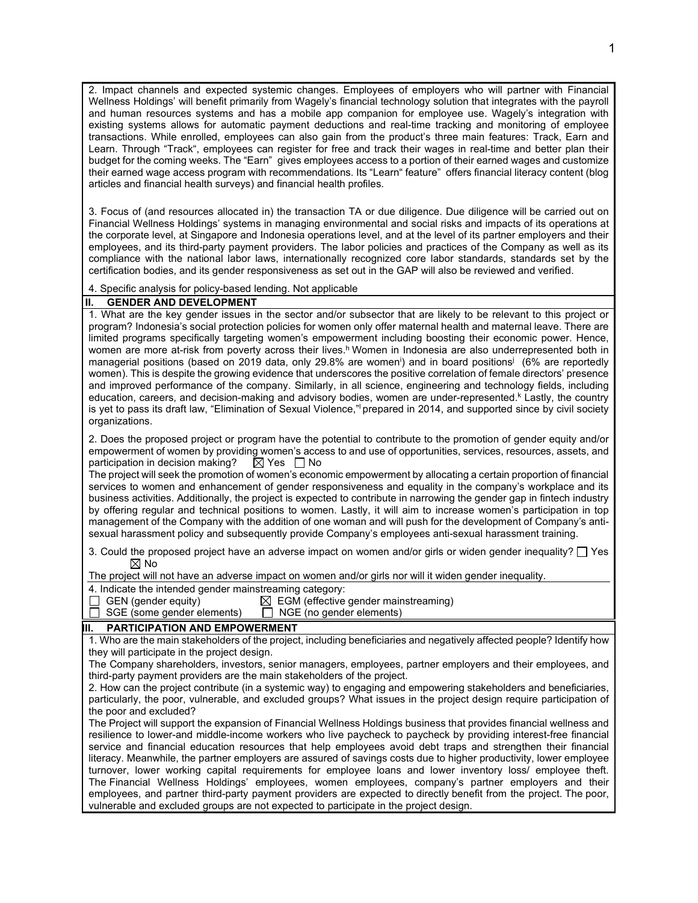2. Impact channels and expected systemic changes. Employees of employers who will partner with Financial Wellness Holdings' will benefit primarily from Wagely's financial technology solution that integrates with the payroll and human resources systems and has a mobile app companion for employee use. Wagely's integration with existing systems allows for automatic payment deductions and real-time tracking and monitoring of employee transactions. While enrolled, employees can also gain from the product's three main features: Track, Earn and Learn. Through "Track", employees can register for free and track their wages in real-time and better plan their budget for the coming weeks. The "Earn" gives employees access to a portion of their earned wages and customize their earned wage access program with recommendations. Its "Learn" feature" offers financial literacy content (blog articles and financial health surveys) and financial health profiles.

3. Focus of (and resources allocated in) the transaction TA or due diligence. Due diligence will be carried out on Financial Wellness Holdings' systems in managing environmental and social risks and impacts of its operations at the corporate level, at Singapore and Indonesia operations level, and at the level of its partner employers and their employees, and its third-party payment providers. The labor policies and practices of the Company as well as its compliance with the national labor laws, internationally recognized core labor standards, standards set by the certification bodies, and its gender responsiveness as set out in the GAP will also be reviewed and verified.

4. Specific analysis for policy-based lending. Not applicable

## II. GENDER AND DEVELOPMENT

1. What are the key gender issues in the sector and/or subsector that are likely to be relevant to this project or program? Indonesia's social protection policies for women only offer maternal health and maternal leave. There are limited programs specifically targeting women's empowerment including boosting their economic power. Hence, women are more at-risk from poverty across their lives.[h] Women in Indonesia are also underrepresented both in managerial positions (based on 2019 data, only 29.8% are women[i]) and in board positions[j] (6% are reportedly women). This is despite the growing evidence that underscores the positive correlation of female directors' presence and improved performance of the company. Similarly, in all science, engineering and technology fields, including education, careers, and decision-making and advisory bodies, women are under-represented.[k] Lastly, the country is yet to pass its draft law, "Elimination of Sexual Violence,"[l] prepared in 2014, and supported since by civil society organizations.

2. Does the proposed project or program have the potential to contribute to the promotion of gender equity and/or empowerment of women by providing women's access to and use of opportunities, services, resources, assets, and participation in decision making? ☒ Yes ☐ No

The project will seek the promotion of women's economic empowerment by allocating a certain proportion of financial services to women and enhancement of gender responsiveness and equality in the company's workplace and its business activities. Additionally, the project is expected to contribute in narrowing the gender gap in fintech industry by offering regular and technical positions to women. Lastly, it will aim to increase women's participation in top management of the Company with the addition of one woman and will push for the development of Company's anti-sexual harassment policy and subsequently provide Company's employees anti-sexual harassment training.

3. Could the proposed project have an adverse impact on women and/or girls or widen gender inequality? ☐ Yes ☒ No

The project will not have an adverse impact on women and/or girls nor will it widen gender inequality.

4. Indicate the intended gender mainstreaming category:

☐ GEN (gender equity) ☒ EGM (effective gender mainstreaming)
☐ SGE (some gender elements) ☐ NGE (no gender elements)

## III. PARTICIPATION AND EMPOWERMENT

1. Who are the main stakeholders of the project, including beneficiaries and negatively affected people? Identify how they will participate in the project design.

The Company shareholders, investors, senior managers, employees, partner employers and their employees, and third-party payment providers are the main stakeholders of the project.

2. How can the project contribute (in a systemic way) to engaging and empowering stakeholders and beneficiaries, particularly, the poor, vulnerable, and excluded groups? What issues in the project design require participation of the poor and excluded?

The Project will support the expansion of Financial Wellness Holdings business that provides financial wellness and resilience to lower-and middle-income workers who live paycheck to paycheck by providing interest-free financial service and financial education resources that help employees avoid debt traps and strengthen their financial literacy. Meanwhile, the partner employers are assured of savings costs due to higher productivity, lower employee turnover, lower working capital requirements for employee loans and lower inventory loss/ employee theft. The Financial Wellness Holdings' employees, women employees, company's partner employers and their employees, and partner third-party payment providers are expected to directly benefit from the project. The poor, vulnerable and excluded groups are not expected to participate in the project design.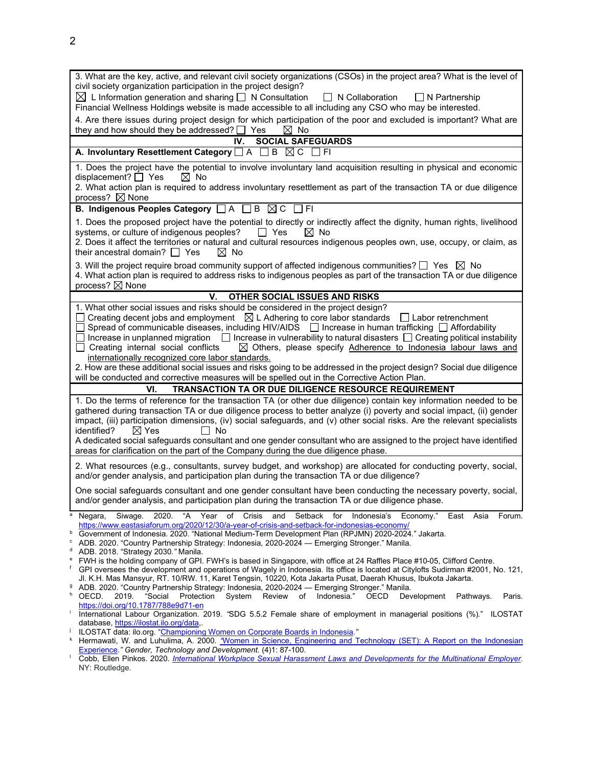3. What are the key, active, and relevant civil society organizations (CSOs) in the project area? What is the level of civil society organization participation in the project design?

☒ L Information generation and sharing ☐ N Consultation ☐ N Collaboration ☐ N Partnership

Financial Wellness Holdings website is made accessible to all including any CSO who may be interested.

4. Are there issues during project design for which participation of the poor and excluded is important? What are they and how should they be addressed? ☐ Yes ☒ No

## IV. SOCIAL SAFEGUARDS

**A. Involuntary Resettlement Category** ☐ A ☐ B ☒ C ☐ FI

1. Does the project have the potential to involve involuntary land acquisition resulting in physical and economic displacement? ☐ Yes ☒ No

2. What action plan is required to address involuntary resettlement as part of the transaction TA or due diligence process? ☒ None

**B. Indigenous Peoples Category** ☐ A ☐ B ☒ C ☐ FI

1. Does the proposed project have the potential to directly or indirectly affect the dignity, human rights, livelihood systems, or culture of indigenous peoples? ☐ Yes ☒ No

2. Does it affect the territories or natural and cultural resources indigenous peoples own, use, occupy, or claim, as their ancestral domain? ☐ Yes ☒ No

3. Will the project require broad community support of affected indigenous communities? ☐ Yes ☒ No

4. What action plan is required to address risks to indigenous peoples as part of the transaction TA or due diligence process? ☒ None

## V. OTHER SOCIAL ISSUES AND RISKS

1. What other social issues and risks should be considered in the project design?

☐ Creating decent jobs and employment ☒ L Adhering to core labor standards ☐ Labor retrenchment
☐ Spread of communicable diseases, including HIV/AIDS ☐ Increase in human trafficking ☐ Affordability
☐ Increase in unplanned migration ☐ Increase in vulnerability to natural disasters ☐ Creating political instability
☐ Creating internal social conflicts ☒ Others, please specify Adherence to Indonesia labour laws and internationally recognized core labor standards.

2. How are these additional social issues and risks going to be addressed in the project design? Social due diligence will be conducted and corrective measures will be spelled out in the Corrective Action Plan.

## VI. TRANSACTION TA OR DUE DILIGENCE RESOURCE REQUIREMENT

1. Do the terms of reference for the transaction TA (or other due diligence) contain key information needed to be gathered during transaction TA or due diligence process to better analyze (i) poverty and social impact, (ii) gender impact, (iii) participation dimensions, (iv) social safeguards, and (v) other social risks. Are the relevant specialists identified? ☒ Yes ☐ No

A dedicated social safeguards consultant and one gender consultant who are assigned to the project have identified areas for clarification on the part of the Company during the due diligence phase.

2. What resources (e.g., consultants, survey budget, and workshop) are allocated for conducting poverty, social, and/or gender analysis, and participation plan during the transaction TA or due diligence?

One social safeguards consultant and one gender consultant have been conducting the necessary poverty, social, and/or gender analysis, and participation plan during the transaction TA or due diligence phase.

[a] Negara, Siwage. 2020. "A Year of Crisis and Setback for Indonesia's Economy." East Asia Forum. https://www.eastasiaforum.org/2020/12/30/a-year-of-crisis-and-setback-for-indonesias-economy/
[b] Government of Indonesia. 2020. "National Medium-Term Development Plan (RPJMN) 2020-2024." Jakarta.
[c] ADB. 2020. "Country Partnership Strategy: Indonesia, 2020-2024 — Emerging Stronger." Manila.
[d] ADB. 2018. "Strategy 2030." Manila.
[e] FWH is the holding company of GPI. FWH's is based in Singapore, with office at 24 Raffles Place #10-05, Clifford Centre.
[f] GPI oversees the development and operations of Wagely in Indonesia. Its office is located at Citylofts Sudirman #2001, No. 121, Jl. K.H. Mas Mansyur, RT. 10/RW. 11, Karet Tengsin, 10220, Kota Jakarta Pusat, Daerah Khusus, Ibukota Jakarta.
[g] ADB. 2020. "Country Partnership Strategy: Indonesia, 2020-2024 — Emerging Stronger." Manila.
[h] OECD. 2019. "Social Protection System Review of Indonesia." OECD Development Pathways. Paris. https://doi.org/10.1787/788e9d71-en
[i] International Labour Organization. 2019. "SDG 5.5.2 Female share of employment in managerial positions (%)." ILOSTAT database, https://ilostat.ilo.org/data,.
[j] ILOSTAT data: ilo.org. "Championing Women on Corporate Boards in Indonesia."
[k] Hermawati, W. and Luhulima, A. 2000. "Women in Science, Engineering and Technology (SET): A Report on the Indonesian Experience." *Gender, Technology and Development.* (4)1: 87-100.
[l] Cobb, Ellen Pinkos. 2020. *International Workplace Sexual Harassment Laws and Developments for the Multinational Employer.* NY: Routledge.